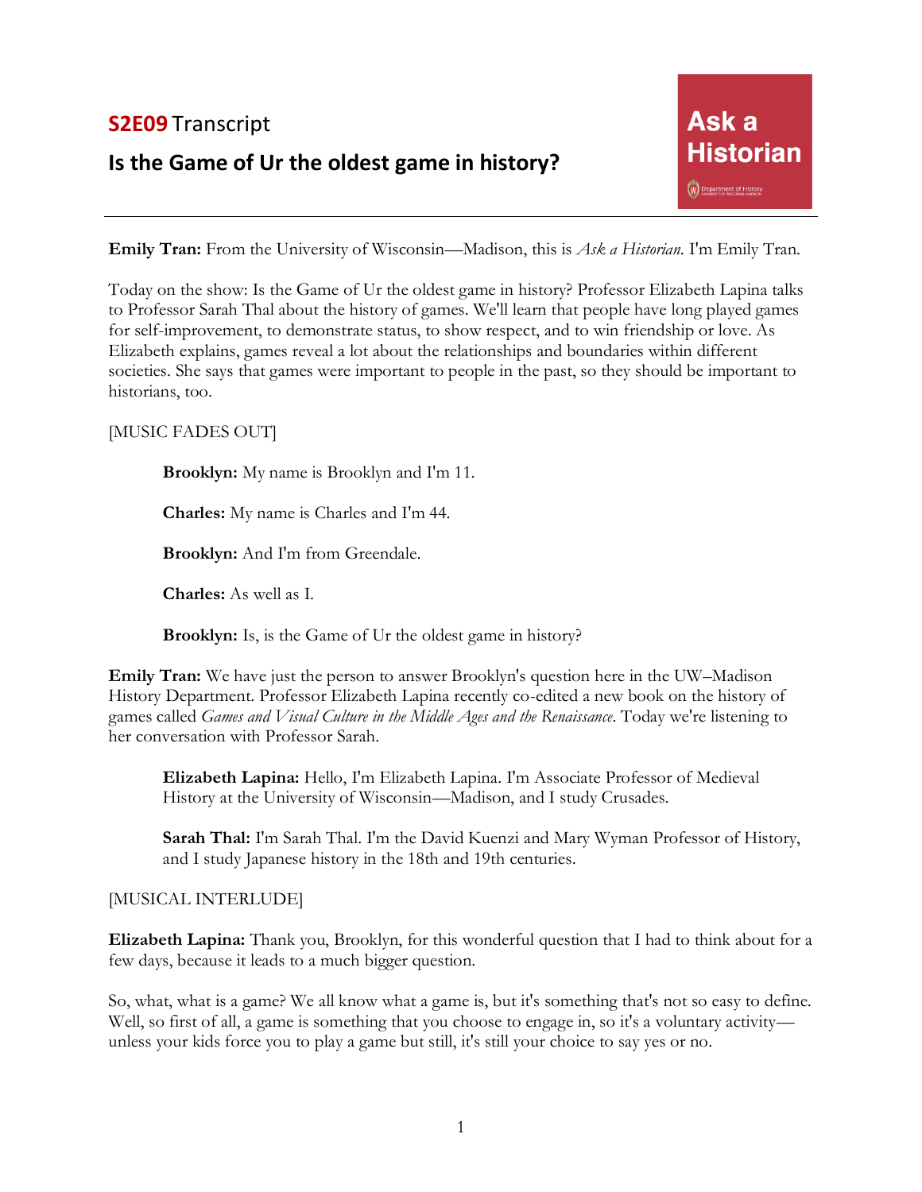**S2E09** Transcript

## Is the Game of Ur the oldest game in history?

Ask a Historian

**Emily Tran:** From the University of Wisconsin—Madison, this is *Ask a Historian*. I'm Emily Tran.

Today on the show: Is the Game of Ur the oldest game in history? Professor Elizabeth Lapina talks to Professor Sarah Thal about the history of games. We'll learn that people have long played games for self-improvement, to demonstrate status, to show respect, and to win friendship or love. As Elizabeth explains, games reveal a lot about the relationships and boundaries within different societies. She says that games were important to people in the past, so they should be important to historians, too.

[MUSIC FADES OUT]

> **Brooklyn:** My name is Brooklyn and I'm 11.
>
> **Charles:** My name is Charles and I'm 44.
>
> **Brooklyn:** And I'm from Greendale.
>
> **Charles:** As well as I.
>
> **Brooklyn:** Is, is the Game of Ur the oldest game in history?

**Emily Tran:** We have just the person to answer Brooklyn's question here in the UW–Madison History Department. Professor Elizabeth Lapina recently co-edited a new book on the history of games called *Games and Visual Culture in the Middle Ages and the Renaissance*. Today we're listening to her conversation with Professor Sarah.

> **Elizabeth Lapina:** Hello, I'm Elizabeth Lapina. I'm Associate Professor of Medieval History at the University of Wisconsin—Madison, and I study Crusades.
>
> **Sarah Thal:** I'm Sarah Thal. I'm the David Kuenzi and Mary Wyman Professor of History, and I study Japanese history in the 18th and 19th centuries.

[MUSICAL INTERLUDE]

**Elizabeth Lapina:** Thank you, Brooklyn, for this wonderful question that I had to think about for a few days, because it leads to a much bigger question.

So, what, what is a game? We all know what a game is, but it's something that's not so easy to define. Well, so first of all, a game is something that you choose to engage in, so it's a voluntary activity—unless your kids force you to play a game but still, it's still your choice to say yes or no.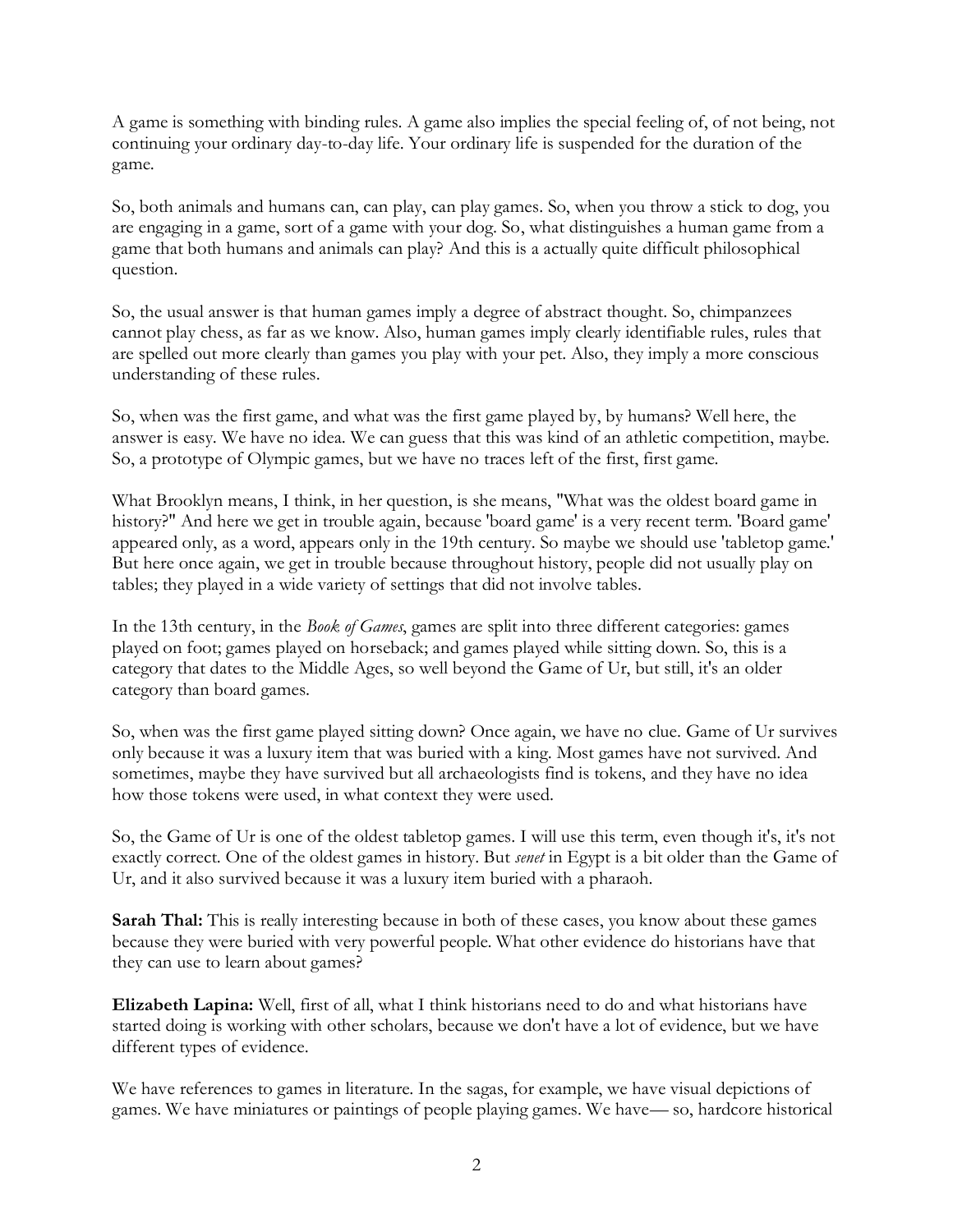A game is something with binding rules. A game also implies the special feeling of, of not being, not continuing your ordinary day-to-day life. Your ordinary life is suspended for the duration of the game.

So, both animals and humans can, can play, can play games. So, when you throw a stick to dog, you are engaging in a game, sort of a game with your dog. So, what distinguishes a human game from a game that both humans and animals can play? And this is a actually quite difficult philosophical question.

So, the usual answer is that human games imply a degree of abstract thought. So, chimpanzees cannot play chess, as far as we know. Also, human games imply clearly identifiable rules, rules that are spelled out more clearly than games you play with your pet. Also, they imply a more conscious understanding of these rules.

So, when was the first game, and what was the first game played by, by humans? Well here, the answer is easy. We have no idea. We can guess that this was kind of an athletic competition, maybe. So, a prototype of Olympic games, but we have no traces left of the first, first game.

What Brooklyn means, I think, in her question, is she means, "What was the oldest board game in history?" And here we get in trouble again, because 'board game' is a very recent term. 'Board game' appeared only, as a word, appears only in the 19th century. So maybe we should use 'tabletop game.' But here once again, we get in trouble because throughout history, people did not usually play on tables; they played in a wide variety of settings that did not involve tables.

In the 13th century, in the *Book of Games*, games are split into three different categories: games played on foot; games played on horseback; and games played while sitting down. So, this is a category that dates to the Middle Ages, so well beyond the Game of Ur, but still, it's an older category than board games.

So, when was the first game played sitting down? Once again, we have no clue. Game of Ur survives only because it was a luxury item that was buried with a king. Most games have not survived. And sometimes, maybe they have survived but all archaeologists find is tokens, and they have no idea how those tokens were used, in what context they were used.

So, the Game of Ur is one of the oldest tabletop games. I will use this term, even though it's, it's not exactly correct. One of the oldest games in history. But *senet* in Egypt is a bit older than the Game of Ur, and it also survived because it was a luxury item buried with a pharaoh.

**Sarah Thal:** This is really interesting because in both of these cases, you know about these games because they were buried with very powerful people. What other evidence do historians have that they can use to learn about games?

**Elizabeth Lapina:** Well, first of all, what I think historians need to do and what historians have started doing is working with other scholars, because we don't have a lot of evidence, but we have different types of evidence.

We have references to games in literature. In the sagas, for example, we have visual depictions of games. We have miniatures or paintings of people playing games. We have— so, hardcore historical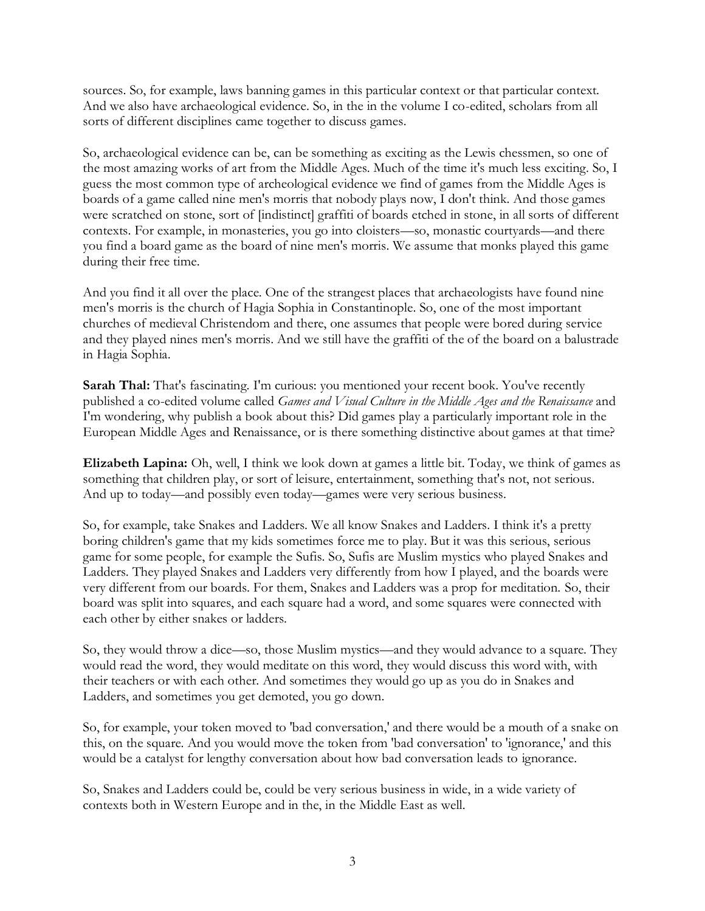sources. So, for example, laws banning games in this particular context or that particular context. And we also have archaeological evidence. So, in the in the volume I co-edited, scholars from all sorts of different disciplines came together to discuss games.

So, archaeological evidence can be, can be something as exciting as the Lewis chessmen, so one of the most amazing works of art from the Middle Ages. Much of the time it's much less exciting. So, I guess the most common type of archeological evidence we find of games from the Middle Ages is boards of a game called nine men's morris that nobody plays now, I don't think. And those games were scratched on stone, sort of [indistinct] graffiti of boards etched in stone, in all sorts of different contexts. For example, in monasteries, you go into cloisters—so, monastic courtyards—and there you find a board game as the board of nine men's morris. We assume that monks played this game during their free time.

And you find it all over the place. One of the strangest places that archaeologists have found nine men's morris is the church of Hagia Sophia in Constantinople. So, one of the most important churches of medieval Christendom and there, one assumes that people were bored during service and they played nines men's morris. And we still have the graffiti of the of the board on a balustrade in Hagia Sophia.

**Sarah Thal:** That's fascinating. I'm curious: you mentioned your recent book. You've recently published a co-edited volume called *Games and Visual Culture in the Middle Ages and the Renaissance* and I'm wondering, why publish a book about this? Did games play a particularly important role in the European Middle Ages and Renaissance, or is there something distinctive about games at that time?

**Elizabeth Lapina:** Oh, well, I think we look down at games a little bit. Today, we think of games as something that children play, or sort of leisure, entertainment, something that's not, not serious. And up to today—and possibly even today—games were very serious business.

So, for example, take Snakes and Ladders. We all know Snakes and Ladders. I think it's a pretty boring children's game that my kids sometimes force me to play. But it was this serious, serious game for some people, for example the Sufis. So, Sufis are Muslim mystics who played Snakes and Ladders. They played Snakes and Ladders very differently from how I played, and the boards were very different from our boards. For them, Snakes and Ladders was a prop for meditation. So, their board was split into squares, and each square had a word, and some squares were connected with each other by either snakes or ladders.

So, they would throw a dice—so, those Muslim mystics—and they would advance to a square. They would read the word, they would meditate on this word, they would discuss this word with, with their teachers or with each other. And sometimes they would go up as you do in Snakes and Ladders, and sometimes you get demoted, you go down.

So, for example, your token moved to 'bad conversation,' and there would be a mouth of a snake on this, on the square. And you would move the token from 'bad conversation' to 'ignorance,' and this would be a catalyst for lengthy conversation about how bad conversation leads to ignorance.

So, Snakes and Ladders could be, could be very serious business in wide, in a wide variety of contexts both in Western Europe and in the, in the Middle East as well.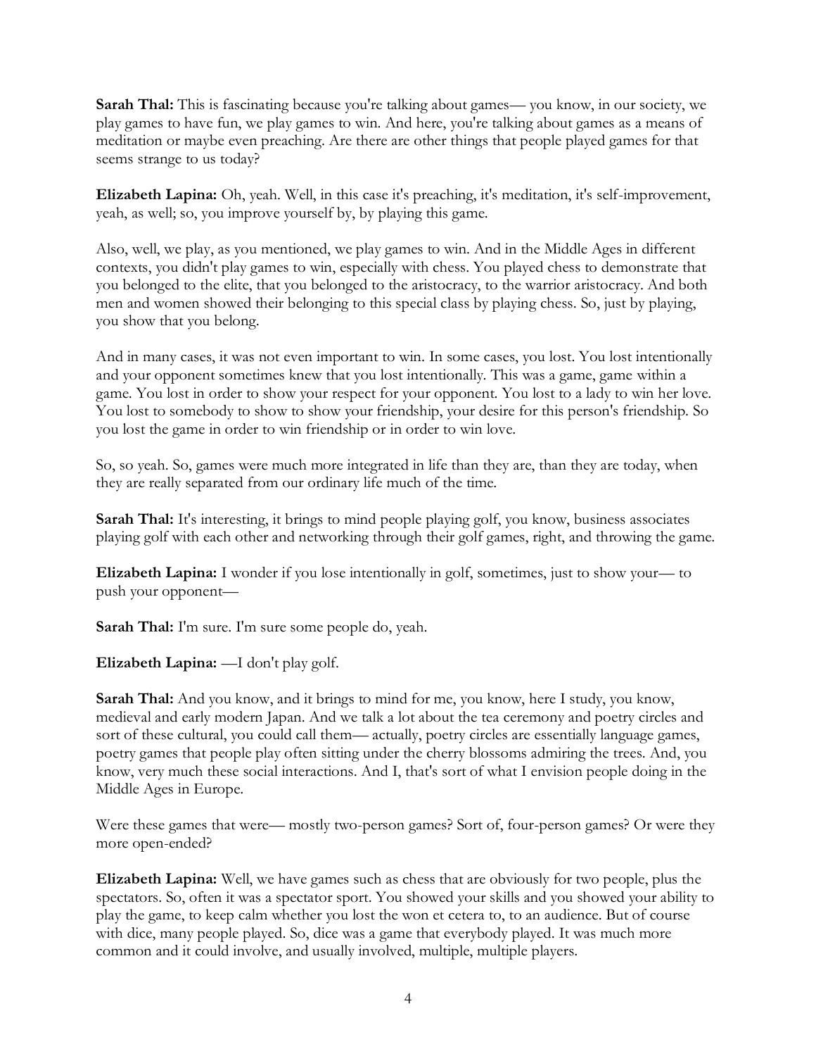**Sarah Thal:** This is fascinating because you're talking about games— you know, in our society, we play games to have fun, we play games to win. And here, you're talking about games as a means of meditation or maybe even preaching. Are there are other things that people played games for that seems strange to us today?

**Elizabeth Lapina:** Oh, yeah. Well, in this case it's preaching, it's meditation, it's self-improvement, yeah, as well; so, you improve yourself by, by playing this game.

Also, well, we play, as you mentioned, we play games to win. And in the Middle Ages in different contexts, you didn't play games to win, especially with chess. You played chess to demonstrate that you belonged to the elite, that you belonged to the aristocracy, to the warrior aristocracy. And both men and women showed their belonging to this special class by playing chess. So, just by playing, you show that you belong.

And in many cases, it was not even important to win. In some cases, you lost. You lost intentionally and your opponent sometimes knew that you lost intentionally. This was a game, game within a game. You lost in order to show your respect for your opponent. You lost to a lady to win her love. You lost to somebody to show to show your friendship, your desire for this person's friendship. So you lost the game in order to win friendship or in order to win love.

So, so yeah. So, games were much more integrated in life than they are, than they are today, when they are really separated from our ordinary life much of the time.

**Sarah Thal:** It's interesting, it brings to mind people playing golf, you know, business associates playing golf with each other and networking through their golf games, right, and throwing the game.

**Elizabeth Lapina:** I wonder if you lose intentionally in golf, sometimes, just to show your— to push your opponent—

**Sarah Thal:** I'm sure. I'm sure some people do, yeah.

**Elizabeth Lapina:** —I don't play golf.

**Sarah Thal:** And you know, and it brings to mind for me, you know, here I study, you know, medieval and early modern Japan. And we talk a lot about the tea ceremony and poetry circles and sort of these cultural, you could call them— actually, poetry circles are essentially language games, poetry games that people play often sitting under the cherry blossoms admiring the trees. And, you know, very much these social interactions. And I, that's sort of what I envision people doing in the Middle Ages in Europe.

Were these games that were— mostly two-person games? Sort of, four-person games? Or were they more open-ended?

**Elizabeth Lapina:** Well, we have games such as chess that are obviously for two people, plus the spectators. So, often it was a spectator sport. You showed your skills and you showed your ability to play the game, to keep calm whether you lost the won et cetera to, to an audience. But of course with dice, many people played. So, dice was a game that everybody played. It was much more common and it could involve, and usually involved, multiple, multiple players.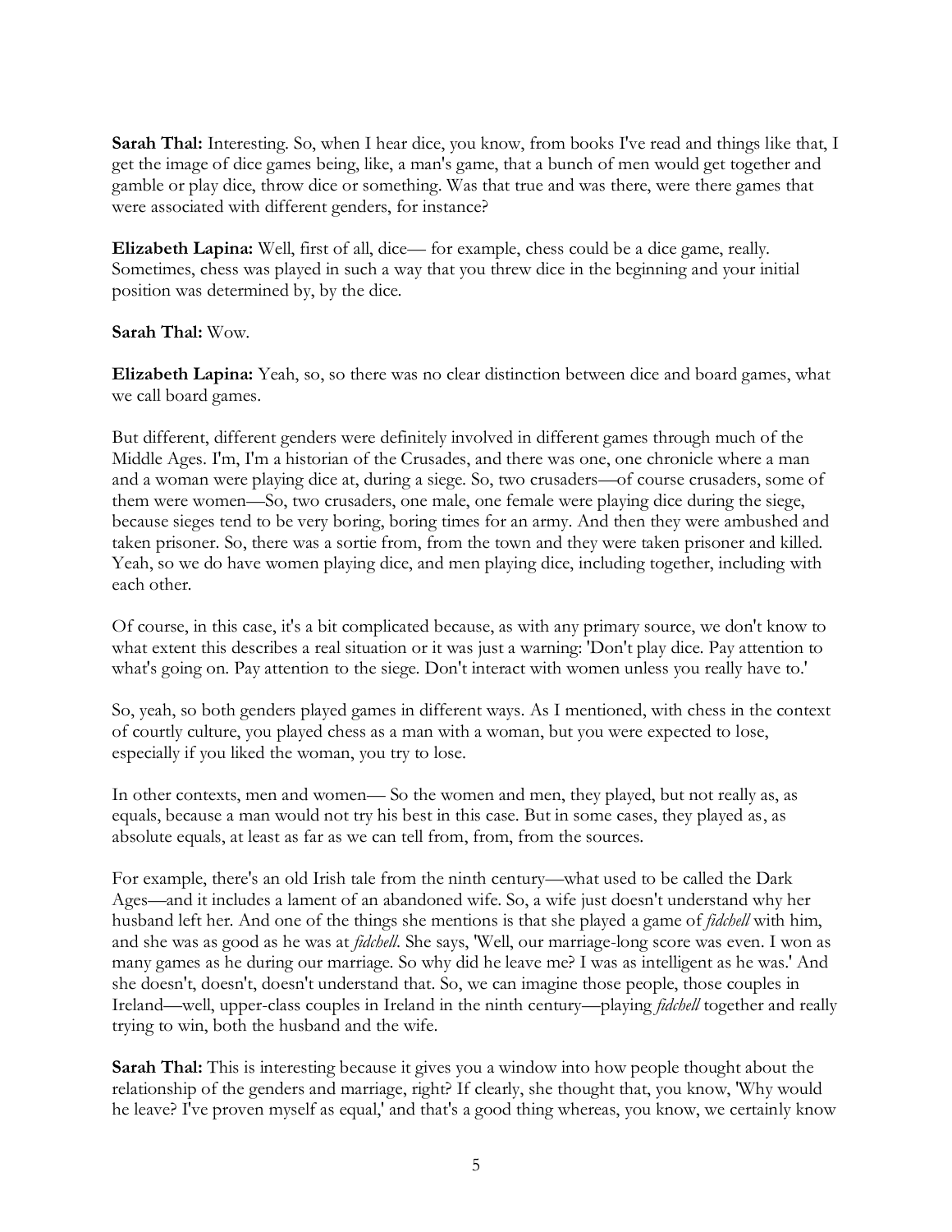**Sarah Thal:** Interesting. So, when I hear dice, you know, from books I've read and things like that, I get the image of dice games being, like, a man's game, that a bunch of men would get together and gamble or play dice, throw dice or something. Was that true and was there, were there games that were associated with different genders, for instance?

**Elizabeth Lapina:** Well, first of all, dice— for example, chess could be a dice game, really. Sometimes, chess was played in such a way that you threw dice in the beginning and your initial position was determined by, by the dice.

**Sarah Thal:** Wow.

**Elizabeth Lapina:** Yeah, so, so there was no clear distinction between dice and board games, what we call board games.

But different, different genders were definitely involved in different games through much of the Middle Ages. I'm, I'm a historian of the Crusades, and there was one, one chronicle where a man and a woman were playing dice at, during a siege. So, two crusaders—of course crusaders, some of them were women—So, two crusaders, one male, one female were playing dice during the siege, because sieges tend to be very boring, boring times for an army. And then they were ambushed and taken prisoner. So, there was a sortie from, from the town and they were taken prisoner and killed. Yeah, so we do have women playing dice, and men playing dice, including together, including with each other.

Of course, in this case, it's a bit complicated because, as with any primary source, we don't know to what extent this describes a real situation or it was just a warning: 'Don't play dice. Pay attention to what's going on. Pay attention to the siege. Don't interact with women unless you really have to.'

So, yeah, so both genders played games in different ways. As I mentioned, with chess in the context of courtly culture, you played chess as a man with a woman, but you were expected to lose, especially if you liked the woman, you try to lose.

In other contexts, men and women— So the women and men, they played, but not really as, as equals, because a man would not try his best in this case. But in some cases, they played as, as absolute equals, at least as far as we can tell from, from, from the sources.

For example, there's an old Irish tale from the ninth century—what used to be called the Dark Ages—and it includes a lament of an abandoned wife. So, a wife just doesn't understand why her husband left her. And one of the things she mentions is that she played a game of *fidchell* with him, and she was as good as he was at *fidchell*. She says, 'Well, our marriage-long score was even. I won as many games as he during our marriage. So why did he leave me? I was as intelligent as he was.' And she doesn't, doesn't, doesn't understand that. So, we can imagine those people, those couples in Ireland—well, upper-class couples in Ireland in the ninth century—playing *fidchell* together and really trying to win, both the husband and the wife.

**Sarah Thal:** This is interesting because it gives you a window into how people thought about the relationship of the genders and marriage, right? If clearly, she thought that, you know, 'Why would he leave? I've proven myself as equal,' and that's a good thing whereas, you know, we certainly know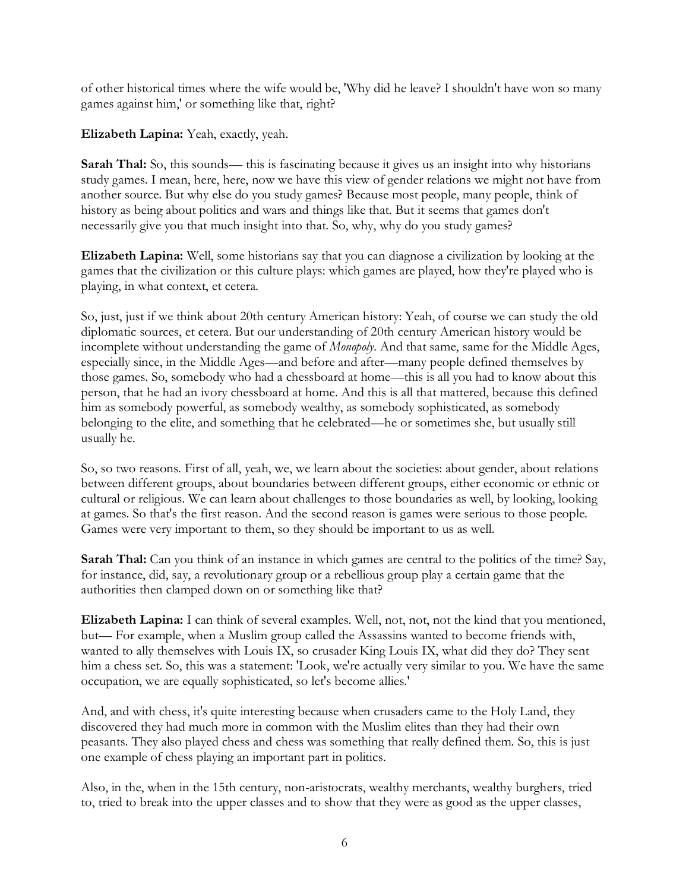of other historical times where the wife would be, 'Why did he leave? I shouldn't have won so many games against him,' or something like that, right?

**Elizabeth Lapina:** Yeah, exactly, yeah.

**Sarah Thal:** So, this sounds— this is fascinating because it gives us an insight into why historians study games. I mean, here, here, now we have this view of gender relations we might not have from another source. But why else do you study games? Because most people, many people, think of history as being about politics and wars and things like that. But it seems that games don't necessarily give you that much insight into that. So, why, why do you study games?

**Elizabeth Lapina:** Well, some historians say that you can diagnose a civilization by looking at the games that the civilization or this culture plays: which games are played, how they're played who is playing, in what context, et cetera.

So, just, just if we think about 20th century American history: Yeah, of course we can study the old diplomatic sources, et cetera. But our understanding of 20th century American history would be incomplete without understanding the game of *Monopoly*. And that same, same for the Middle Ages, especially since, in the Middle Ages—and before and after—many people defined themselves by those games. So, somebody who had a chessboard at home—this is all you had to know about this person, that he had an ivory chessboard at home. And this is all that mattered, because this defined him as somebody powerful, as somebody wealthy, as somebody sophisticated, as somebody belonging to the elite, and something that he celebrated—he or sometimes she, but usually still usually he.

So, so two reasons. First of all, yeah, we, we learn about the societies: about gender, about relations between different groups, about boundaries between different groups, either economic or ethnic or cultural or religious. We can learn about challenges to those boundaries as well, by looking, looking at games. So that's the first reason. And the second reason is games were serious to those people. Games were very important to them, so they should be important to us as well.

**Sarah Thal:** Can you think of an instance in which games are central to the politics of the time? Say, for instance, did, say, a revolutionary group or a rebellious group play a certain game that the authorities then clamped down on or something like that?

**Elizabeth Lapina:** I can think of several examples. Well, not, not, not the kind that you mentioned, but— For example, when a Muslim group called the Assassins wanted to become friends with, wanted to ally themselves with Louis IX, so crusader King Louis IX, what did they do? They sent him a chess set. So, this was a statement: 'Look, we're actually very similar to you. We have the same occupation, we are equally sophisticated, so let's become allies.'

And, and with chess, it's quite interesting because when crusaders came to the Holy Land, they discovered they had much more in common with the Muslim elites than they had their own peasants. They also played chess and chess was something that really defined them. So, this is just one example of chess playing an important part in politics.

Also, in the, when in the 15th century, non-aristocrats, wealthy merchants, wealthy burghers, tried to, tried to break into the upper classes and to show that they were as good as the upper classes,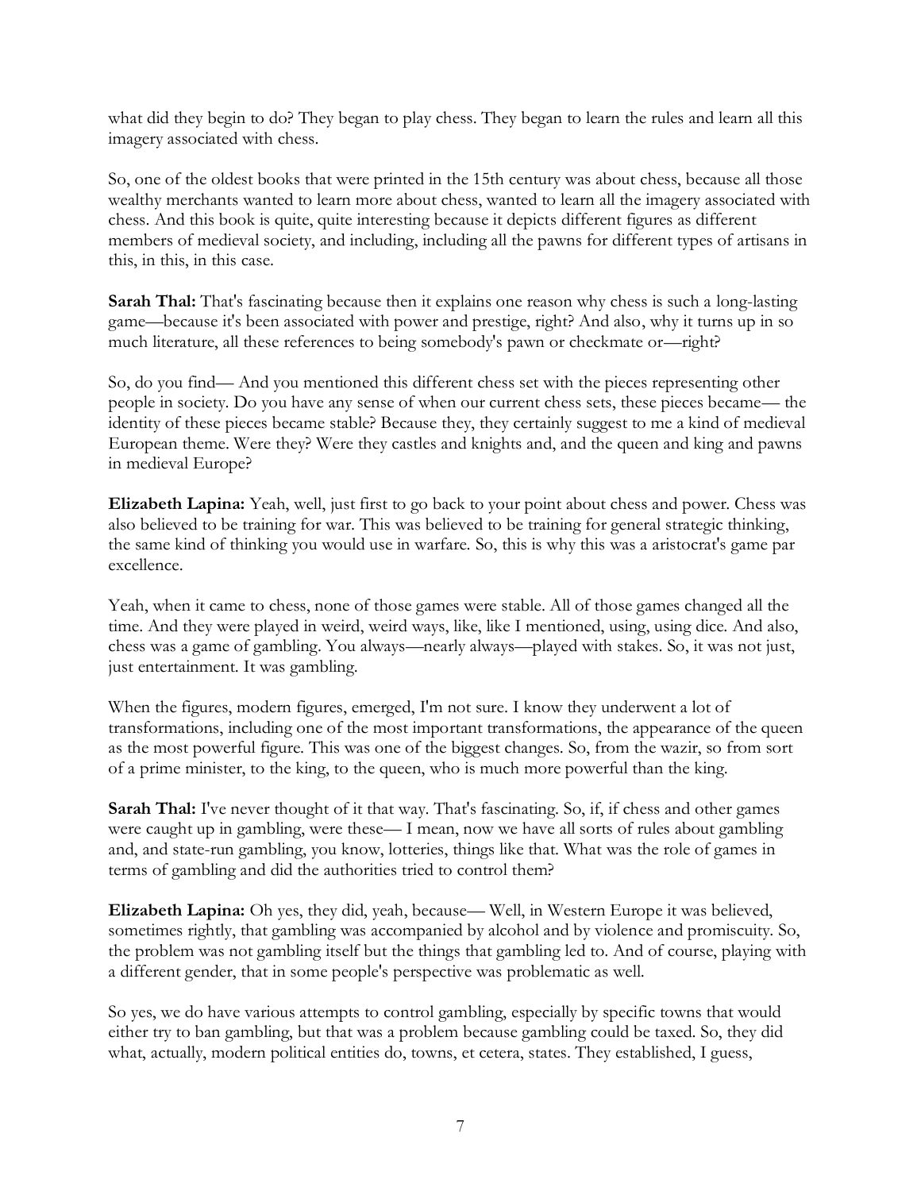what did they begin to do? They began to play chess. They began to learn the rules and learn all this imagery associated with chess.

So, one of the oldest books that were printed in the 15th century was about chess, because all those wealthy merchants wanted to learn more about chess, wanted to learn all the imagery associated with chess. And this book is quite, quite interesting because it depicts different figures as different members of medieval society, and including, including all the pawns for different types of artisans in this, in this, in this case.

**Sarah Thal:** That's fascinating because then it explains one reason why chess is such a long-lasting game—because it's been associated with power and prestige, right? And also, why it turns up in so much literature, all these references to being somebody's pawn or checkmate or—right?

So, do you find— And you mentioned this different chess set with the pieces representing other people in society. Do you have any sense of when our current chess sets, these pieces became— the identity of these pieces became stable? Because they, they certainly suggest to me a kind of medieval European theme. Were they? Were they castles and knights and, and the queen and king and pawns in medieval Europe?

**Elizabeth Lapina:** Yeah, well, just first to go back to your point about chess and power. Chess was also believed to be training for war. This was believed to be training for general strategic thinking, the same kind of thinking you would use in warfare. So, this is why this was a aristocrat's game par excellence.

Yeah, when it came to chess, none of those games were stable. All of those games changed all the time. And they were played in weird, weird ways, like, like I mentioned, using, using dice. And also, chess was a game of gambling. You always—nearly always—played with stakes. So, it was not just, just entertainment. It was gambling.

When the figures, modern figures, emerged, I'm not sure. I know they underwent a lot of transformations, including one of the most important transformations, the appearance of the queen as the most powerful figure. This was one of the biggest changes. So, from the wazir, so from sort of a prime minister, to the king, to the queen, who is much more powerful than the king.

**Sarah Thal:** I've never thought of it that way. That's fascinating. So, if, if chess and other games were caught up in gambling, were these— I mean, now we have all sorts of rules about gambling and, and state-run gambling, you know, lotteries, things like that. What was the role of games in terms of gambling and did the authorities tried to control them?

**Elizabeth Lapina:** Oh yes, they did, yeah, because— Well, in Western Europe it was believed, sometimes rightly, that gambling was accompanied by alcohol and by violence and promiscuity. So, the problem was not gambling itself but the things that gambling led to. And of course, playing with a different gender, that in some people's perspective was problematic as well.

So yes, we do have various attempts to control gambling, especially by specific towns that would either try to ban gambling, but that was a problem because gambling could be taxed. So, they did what, actually, modern political entities do, towns, et cetera, states. They established, I guess,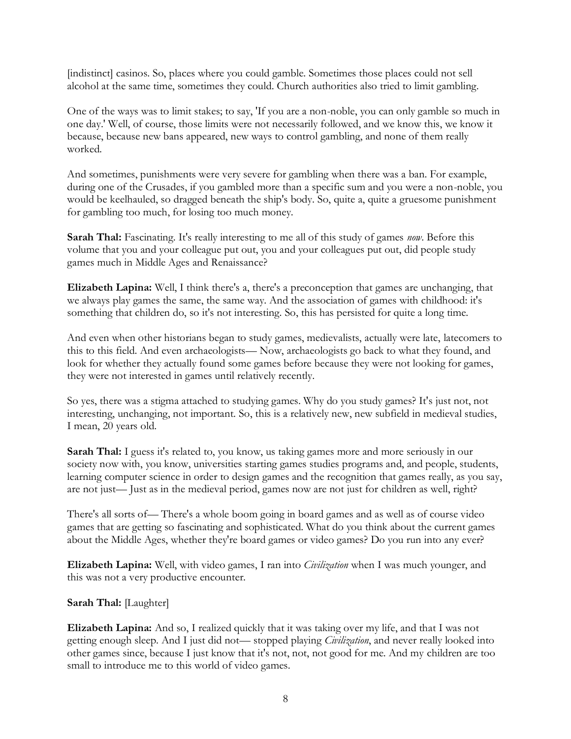[indistinct] casinos. So, places where you could gamble. Sometimes those places could not sell alcohol at the same time, sometimes they could. Church authorities also tried to limit gambling.

One of the ways was to limit stakes; to say, 'If you are a non-noble, you can only gamble so much in one day.' Well, of course, those limits were not necessarily followed, and we know this, we know it because, because new bans appeared, new ways to control gambling, and none of them really worked.

And sometimes, punishments were very severe for gambling when there was a ban. For example, during one of the Crusades, if you gambled more than a specific sum and you were a non-noble, you would be keelhauled, so dragged beneath the ship's body. So, quite a, quite a gruesome punishment for gambling too much, for losing too much money.

**Sarah Thal:** Fascinating. It's really interesting to me all of this study of games *now*. Before this volume that you and your colleague put out, you and your colleagues put out, did people study games much in Middle Ages and Renaissance?

**Elizabeth Lapina:** Well, I think there's a, there's a preconception that games are unchanging, that we always play games the same, the same way. And the association of games with childhood: it's something that children do, so it's not interesting. So, this has persisted for quite a long time.

And even when other historians began to study games, medievalists, actually were late, latecomers to this to this field. And even archaeologists— Now, archaeologists go back to what they found, and look for whether they actually found some games before because they were not looking for games, they were not interested in games until relatively recently.

So yes, there was a stigma attached to studying games. Why do you study games? It's just not, not interesting, unchanging, not important. So, this is a relatively new, new subfield in medieval studies, I mean, 20 years old.

**Sarah Thal:** I guess it's related to, you know, us taking games more and more seriously in our society now with, you know, universities starting games studies programs and, and people, students, learning computer science in order to design games and the recognition that games really, as you say, are not just— Just as in the medieval period, games now are not just for children as well, right?

There's all sorts of— There's a whole boom going in board games and as well as of course video games that are getting so fascinating and sophisticated. What do you think about the current games about the Middle Ages, whether they're board games or video games? Do you run into any ever?

**Elizabeth Lapina:** Well, with video games, I ran into *Civilization* when I was much younger, and this was not a very productive encounter.

**Sarah Thal:** [Laughter]

**Elizabeth Lapina:** And so, I realized quickly that it was taking over my life, and that I was not getting enough sleep. And I just did not— stopped playing *Civilization*, and never really looked into other games since, because I just know that it's not, not, not good for me. And my children are too small to introduce me to this world of video games.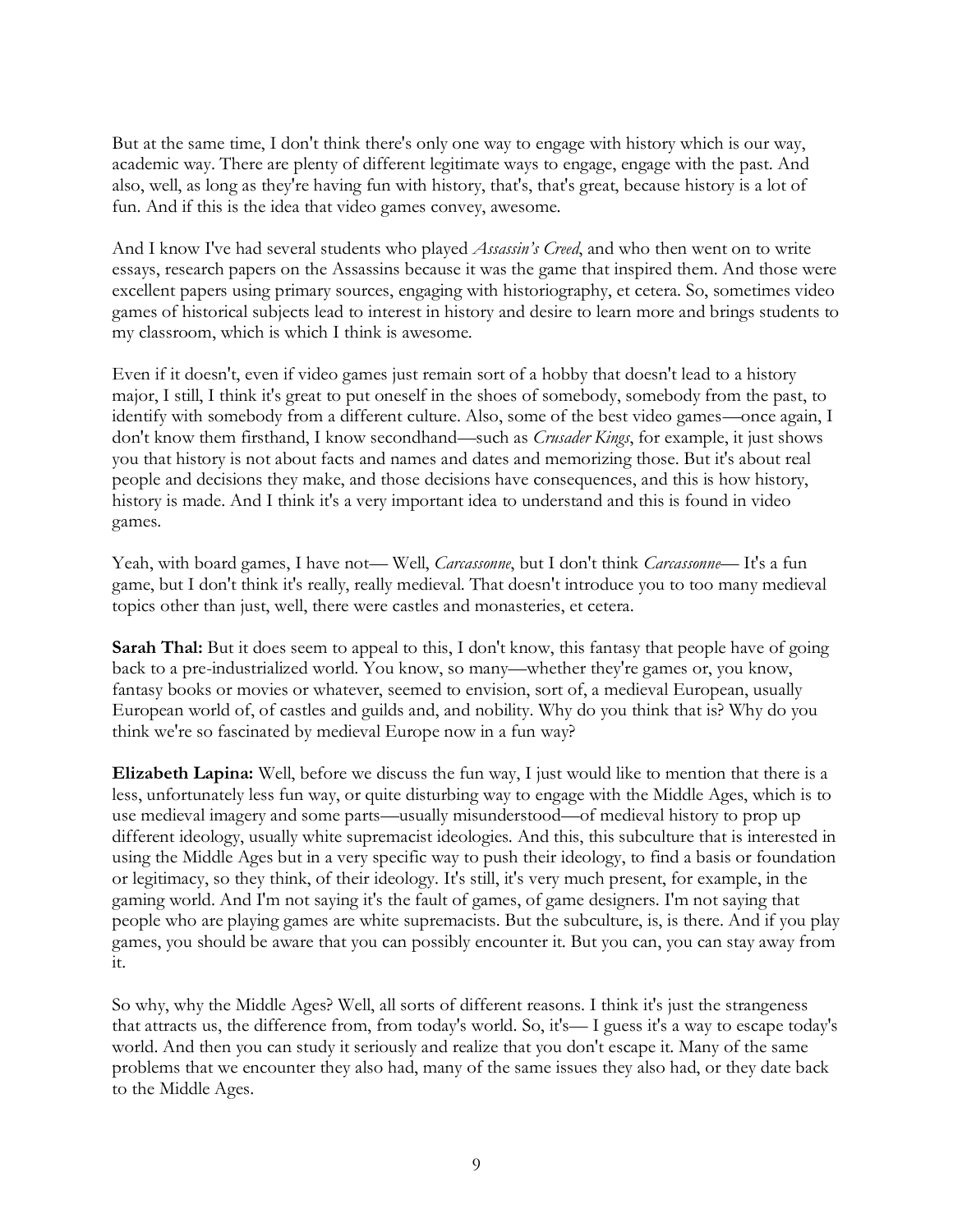But at the same time, I don't think there's only one way to engage with history which is our way, academic way. There are plenty of different legitimate ways to engage, engage with the past. And also, well, as long as they're having fun with history, that's, that's great, because history is a lot of fun. And if this is the idea that video games convey, awesome.

And I know I've had several students who played *Assassin's Creed*, and who then went on to write essays, research papers on the Assassins because it was the game that inspired them. And those were excellent papers using primary sources, engaging with historiography, et cetera. So, sometimes video games of historical subjects lead to interest in history and desire to learn more and brings students to my classroom, which is which I think is awesome.

Even if it doesn't, even if video games just remain sort of a hobby that doesn't lead to a history major, I still, I think it's great to put oneself in the shoes of somebody, somebody from the past, to identify with somebody from a different culture. Also, some of the best video games—once again, I don't know them firsthand, I know secondhand—such as *Crusader Kings*, for example, it just shows you that history is not about facts and names and dates and memorizing those. But it's about real people and decisions they make, and those decisions have consequences, and this is how history, history is made. And I think it's a very important idea to understand and this is found in video games.

Yeah, with board games, I have not— Well, *Carcassonne*, but I don't think *Carcassonne*— It's a fun game, but I don't think it's really, really medieval. That doesn't introduce you to too many medieval topics other than just, well, there were castles and monasteries, et cetera.

**Sarah Thal:** But it does seem to appeal to this, I don't know, this fantasy that people have of going back to a pre-industrialized world. You know, so many—whether they're games or, you know, fantasy books or movies or whatever, seemed to envision, sort of, a medieval European, usually European world of, of castles and guilds and, and nobility. Why do you think that is? Why do you think we're so fascinated by medieval Europe now in a fun way?

**Elizabeth Lapina:** Well, before we discuss the fun way, I just would like to mention that there is a less, unfortunately less fun way, or quite disturbing way to engage with the Middle Ages, which is to use medieval imagery and some parts—usually misunderstood—of medieval history to prop up different ideology, usually white supremacist ideologies. And this, this subculture that is interested in using the Middle Ages but in a very specific way to push their ideology, to find a basis or foundation or legitimacy, so they think, of their ideology. It's still, it's very much present, for example, in the gaming world. And I'm not saying it's the fault of games, of game designers. I'm not saying that people who are playing games are white supremacists. But the subculture, is, is there. And if you play games, you should be aware that you can possibly encounter it. But you can, you can stay away from it.

So why, why the Middle Ages? Well, all sorts of different reasons. I think it's just the strangeness that attracts us, the difference from, from today's world. So, it's— I guess it's a way to escape today's world. And then you can study it seriously and realize that you don't escape it. Many of the same problems that we encounter they also had, many of the same issues they also had, or they date back to the Middle Ages.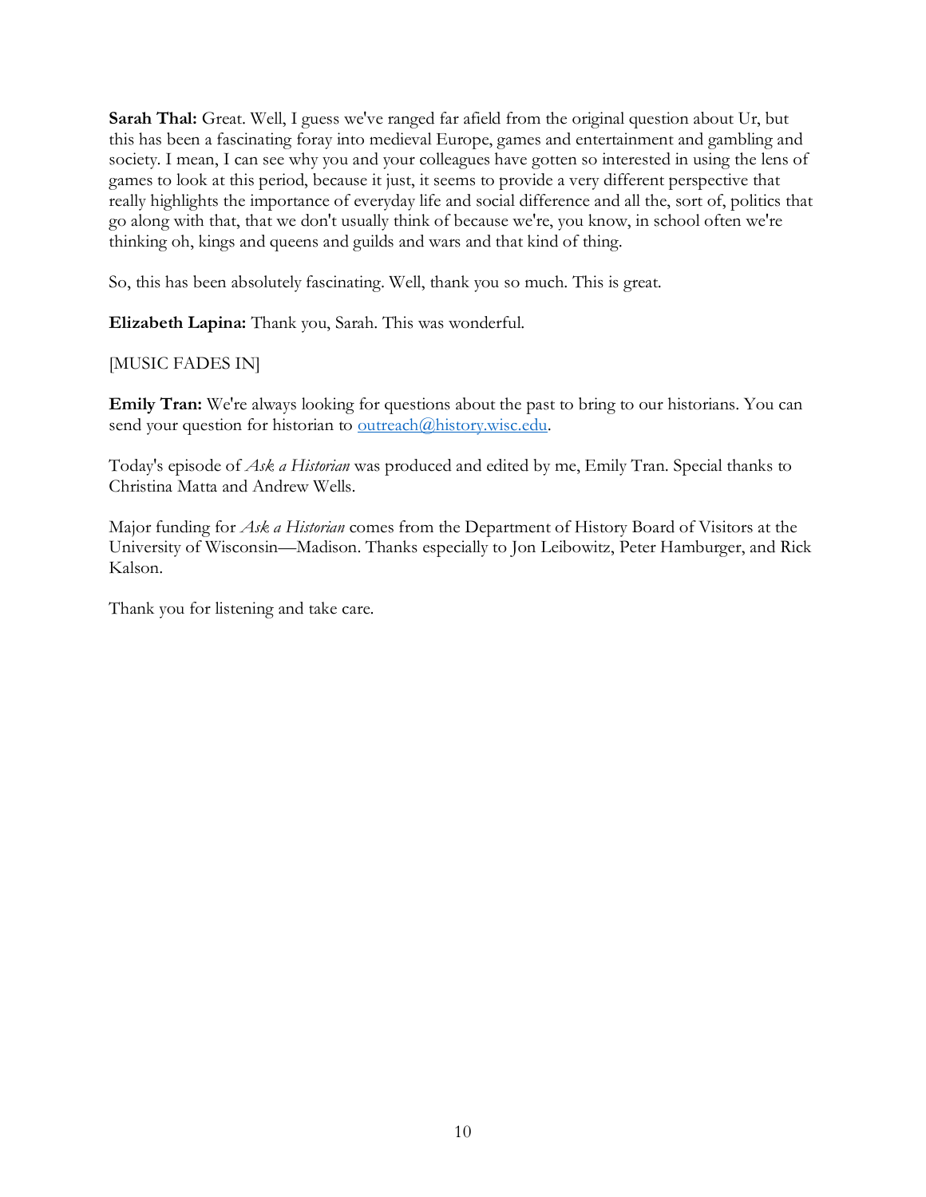**Sarah Thal:** Great. Well, I guess we've ranged far afield from the original question about Ur, but this has been a fascinating foray into medieval Europe, games and entertainment and gambling and society. I mean, I can see why you and your colleagues have gotten so interested in using the lens of games to look at this period, because it just, it seems to provide a very different perspective that really highlights the importance of everyday life and social difference and all the, sort of, politics that go along with that, that we don't usually think of because we're, you know, in school often we're thinking oh, kings and queens and guilds and wars and that kind of thing.

So, this has been absolutely fascinating. Well, thank you so much. This is great.

**Elizabeth Lapina:** Thank you, Sarah. This was wonderful.

[MUSIC FADES IN]

**Emily Tran:** We're always looking for questions about the past to bring to our historians. You can send your question for historian to outreach@history.wisc.edu.

Today's episode of *Ask a Historian* was produced and edited by me, Emily Tran. Special thanks to Christina Matta and Andrew Wells.

Major funding for *Ask a Historian* comes from the Department of History Board of Visitors at the University of Wisconsin—Madison. Thanks especially to Jon Leibowitz, Peter Hamburger, and Rick Kalson.

Thank you for listening and take care.